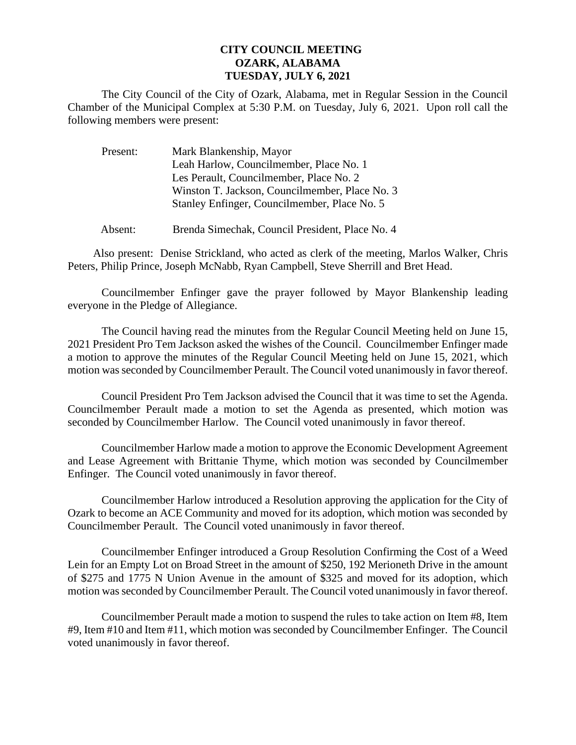**CITY COUNCIL MEETING**
**OZARK, ALABAMA**
**TUESDAY, JULY 6, 2021**

The City Council of the City of Ozark, Alabama, met in Regular Session in the Council Chamber of the Municipal Complex at 5:30 P.M. on Tuesday, July 6, 2021. Upon roll call the following members were present:

Present: Mark Blankenship, Mayor
Leah Harlow, Councilmember, Place No. 1
Les Perault, Councilmember, Place No. 2
Winston T. Jackson, Councilmember, Place No. 3
Stanley Enfinger, Councilmember, Place No. 5

Absent: Brenda Simechak, Council President, Place No. 4

Also present: Denise Strickland, who acted as clerk of the meeting, Marlos Walker, Chris Peters, Philip Prince, Joseph McNabb, Ryan Campbell, Steve Sherrill and Bret Head.

Councilmember Enfinger gave the prayer followed by Mayor Blankenship leading everyone in the Pledge of Allegiance.

The Council having read the minutes from the Regular Council Meeting held on June 15, 2021 President Pro Tem Jackson asked the wishes of the Council. Councilmember Enfinger made a motion to approve the minutes of the Regular Council Meeting held on June 15, 2021, which motion was seconded by Councilmember Perault. The Council voted unanimously in favor thereof.

Council President Pro Tem Jackson advised the Council that it was time to set the Agenda. Councilmember Perault made a motion to set the Agenda as presented, which motion was seconded by Councilmember Harlow. The Council voted unanimously in favor thereof.

Councilmember Harlow made a motion to approve the Economic Development Agreement and Lease Agreement with Brittanie Thyme, which motion was seconded by Councilmember Enfinger. The Council voted unanimously in favor thereof.

Councilmember Harlow introduced a Resolution approving the application for the City of Ozark to become an ACE Community and moved for its adoption, which motion was seconded by Councilmember Perault. The Council voted unanimously in favor thereof.

Councilmember Enfinger introduced a Group Resolution Confirming the Cost of a Weed Lein for an Empty Lot on Broad Street in the amount of $250, 192 Merioneth Drive in the amount of $275 and 1775 N Union Avenue in the amount of $325 and moved for its adoption, which motion was seconded by Councilmember Perault. The Council voted unanimously in favor thereof.

Councilmember Perault made a motion to suspend the rules to take action on Item #8, Item #9, Item #10 and Item #11, which motion was seconded by Councilmember Enfinger. The Council voted unanimously in favor thereof.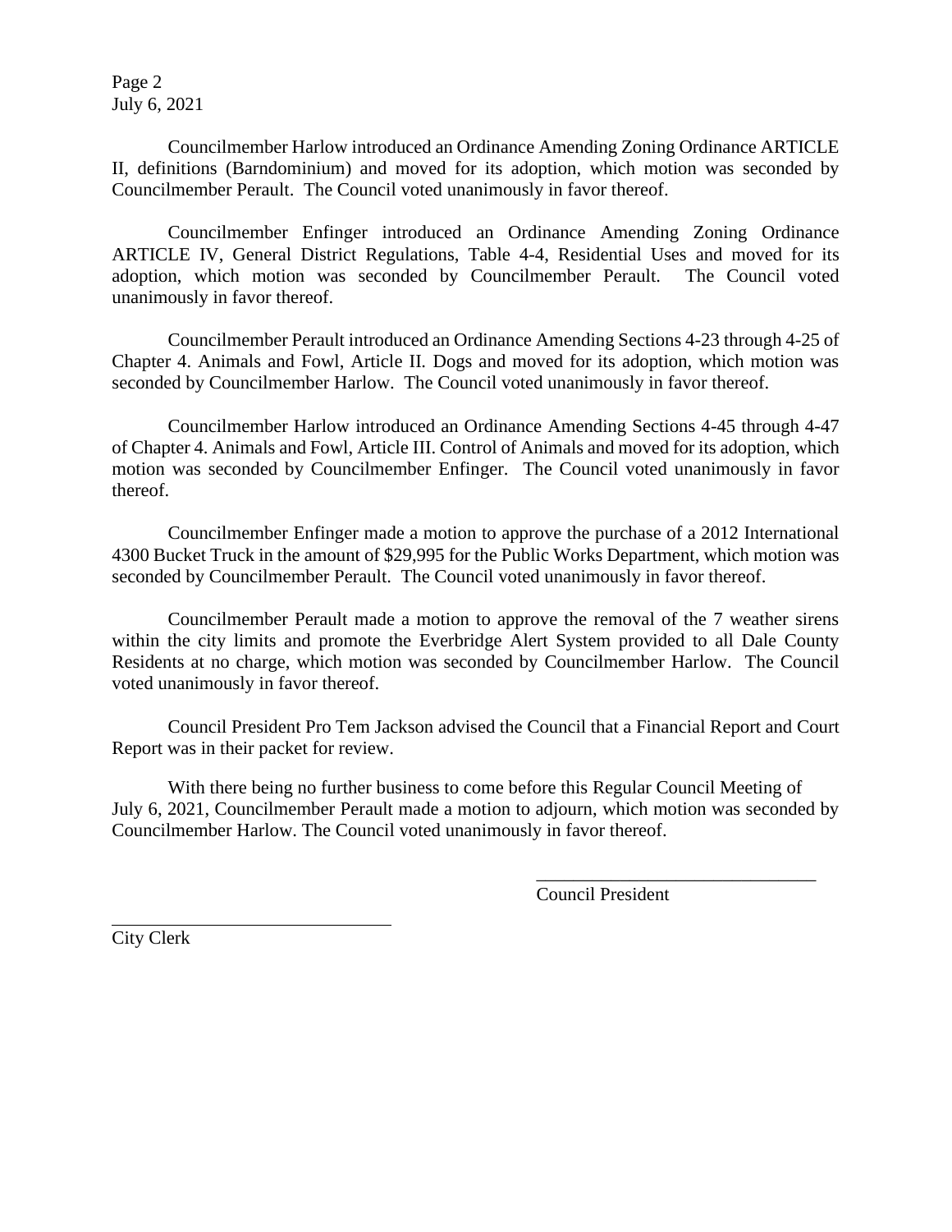Councilmember Harlow introduced an Ordinance Amending Zoning Ordinance ARTICLE II, definitions (Barndominium) and moved for its adoption, which motion was seconded by Councilmember Perault. The Council voted unanimously in favor thereof.

Councilmember Enfinger introduced an Ordinance Amending Zoning Ordinance ARTICLE IV, General District Regulations, Table 4-4, Residential Uses and moved for its adoption, which motion was seconded by Councilmember Perault. The Council voted unanimously in favor thereof.

Councilmember Perault introduced an Ordinance Amending Sections 4-23 through 4-25 of Chapter 4. Animals and Fowl, Article II. Dogs and moved for its adoption, which motion was seconded by Councilmember Harlow. The Council voted unanimously in favor thereof.

Councilmember Harlow introduced an Ordinance Amending Sections 4-45 through 4-47 of Chapter 4. Animals and Fowl, Article III. Control of Animals and moved for its adoption, which motion was seconded by Councilmember Enfinger. The Council voted unanimously in favor thereof.

Councilmember Enfinger made a motion to approve the purchase of a 2012 International 4300 Bucket Truck in the amount of $29,995 for the Public Works Department, which motion was seconded by Councilmember Perault. The Council voted unanimously in favor thereof.

Councilmember Perault made a motion to approve the removal of the 7 weather sirens within the city limits and promote the Everbridge Alert System provided to all Dale County Residents at no charge, which motion was seconded by Councilmember Harlow. The Council voted unanimously in favor thereof.

Council President Pro Tem Jackson advised the Council that a Financial Report and Court Report was in their packet for review.

With there being no further business to come before this Regular Council Meeting of July 6, 2021, Councilmember Perault made a motion to adjourn, which motion was seconded by Councilmember Harlow. The Council voted unanimously in favor thereof.

\_\_\_\_\_\_\_\_\_\_\_\_\_\_\_\_\_\_\_\_\_\_\_\_\_\_\_\_\_\_
Council President

\_\_\_\_\_\_\_\_\_\_\_\_\_\_\_\_\_\_\_\_\_\_\_\_\_\_\_\_\_\_
City Clerk